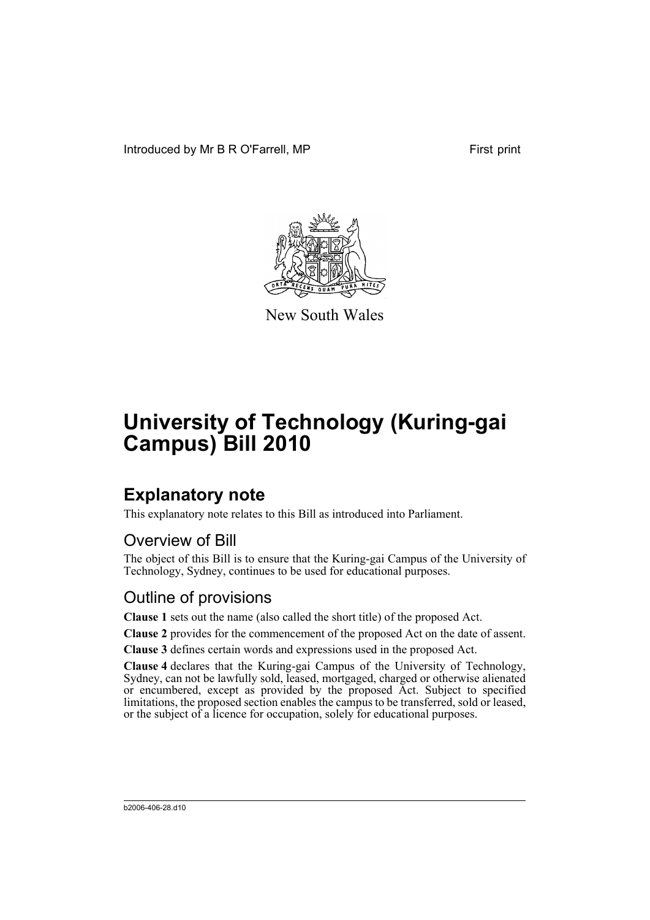Introduced by Mr B R O'Farrell, MP First print

New South Wales

# University of Technology (Kuring-gai Campus) Bill 2010

## Explanatory note

This explanatory note relates to this Bill as introduced into Parliament.

### Overview of Bill

The object of this Bill is to ensure that the Kuring-gai Campus of the University of Technology, Sydney, continues to be used for educational purposes.

### Outline of provisions

**Clause 1** sets out the name (also called the short title) of the proposed Act.

**Clause 2** provides for the commencement of the proposed Act on the date of assent.

**Clause 3** defines certain words and expressions used in the proposed Act.

**Clause 4** declares that the Kuring-gai Campus of the University of Technology, Sydney, can not be lawfully sold, leased, mortgaged, charged or otherwise alienated or encumbered, except as provided by the proposed Act. Subject to specified limitations, the proposed section enables the campus to be transferred, sold or leased, or the subject of a licence for occupation, solely for educational purposes.

b2006-406-28.d10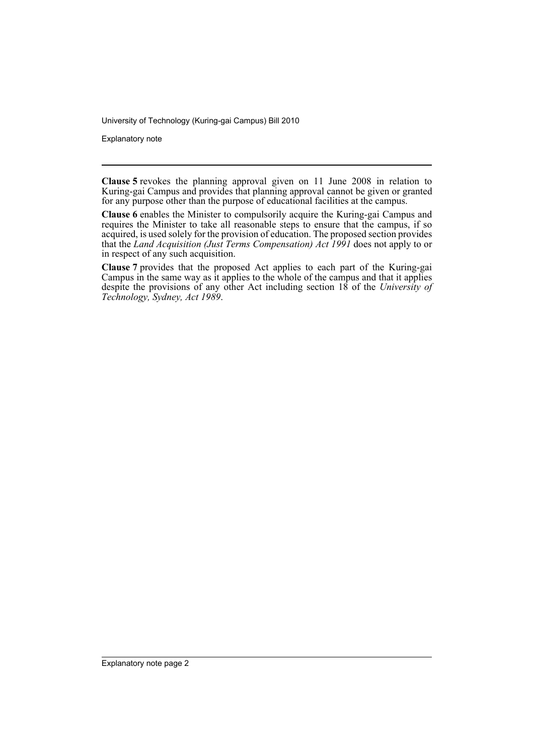**Clause 5** revokes the planning approval given on 11 June 2008 in relation to Kuring-gai Campus and provides that planning approval cannot be given or granted for any purpose other than the purpose of educational facilities at the campus.

**Clause 6** enables the Minister to compulsorily acquire the Kuring-gai Campus and requires the Minister to take all reasonable steps to ensure that the campus, if so acquired, is used solely for the provision of education. The proposed section provides that the *Land Acquisition (Just Terms Compensation) Act 1991* does not apply to or in respect of any such acquisition.

**Clause 7** provides that the proposed Act applies to each part of the Kuring-gai Campus in the same way as it applies to the whole of the campus and that it applies despite the provisions of any other Act including section 18 of the *University of Technology, Sydney, Act 1989*.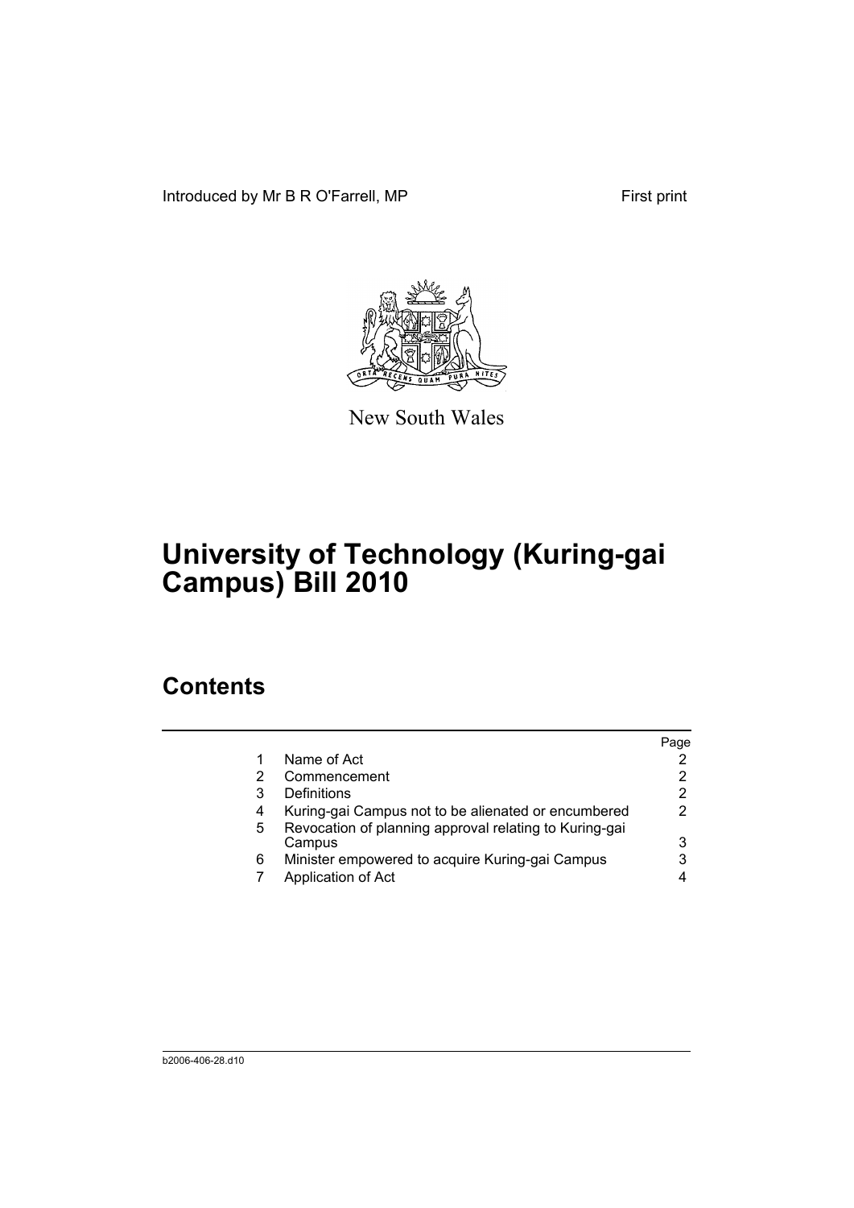Introduced by Mr B R O'Farrell, MP

First print

New South Wales

# University of Technology (Kuring-gai Campus) Bill 2010

## Contents

| | | Page |
|---|---|---|
| 1 | Name of Act | 2 |
| 2 | Commencement | 2 |
| 3 | Definitions | 2 |
| 4 | Kuring-gai Campus not to be alienated or encumbered | 2 |
| 5 | Revocation of planning approval relating to Kuring-gai Campus | 3 |
| 6 | Minister empowered to acquire Kuring-gai Campus | 3 |
| 7 | Application of Act | 4 |

b2006-406-28.d10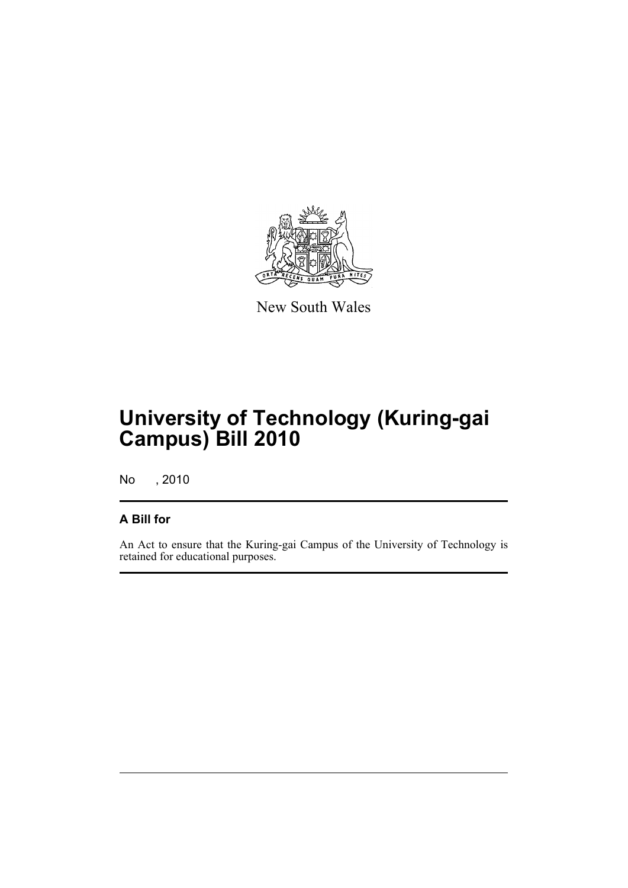New South Wales

# University of Technology (Kuring-gai Campus) Bill 2010

No , 2010

## A Bill for

An Act to ensure that the Kuring-gai Campus of the University of Technology is retained for educational purposes.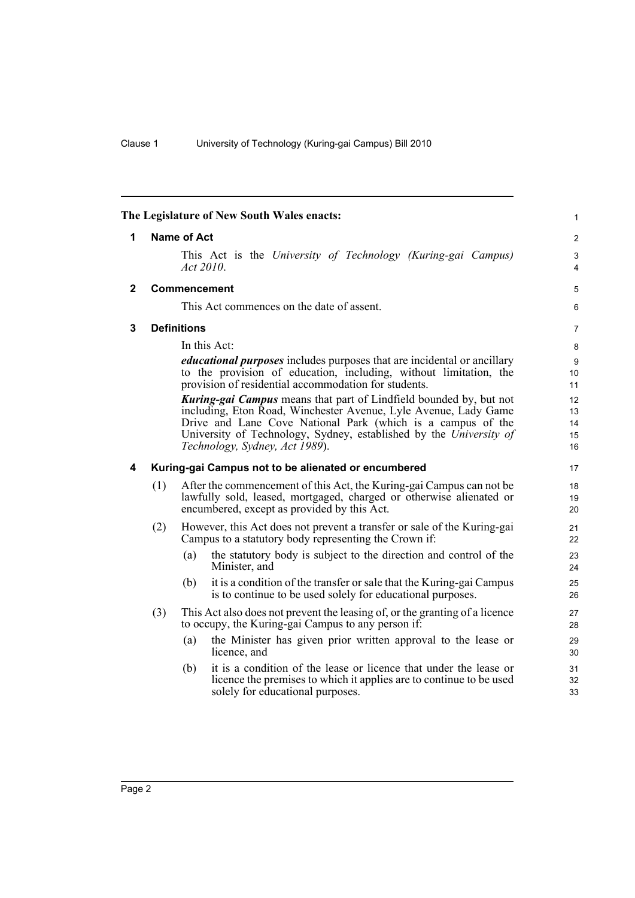The Legislature of New South Wales enacts:

## 1 Name of Act

This Act is the *University of Technology (Kuring-gai Campus) Act 2010*.

## 2 Commencement

This Act commences on the date of assent.

## 3 Definitions

In this Act:

***educational purposes*** includes purposes that are incidental or ancillary to the provision of education, including, without limitation, the provision of residential accommodation for students.

***Kuring-gai Campus*** means that part of Lindfield bounded by, but not including, Eton Road, Winchester Avenue, Lyle Avenue, Lady Game Drive and Lane Cove National Park (which is a campus of the University of Technology, Sydney, established by the *University of Technology, Sydney, Act 1989*).

## 4 Kuring-gai Campus not to be alienated or encumbered

(1) After the commencement of this Act, the Kuring-gai Campus can not be lawfully sold, leased, mortgaged, charged or otherwise alienated or encumbered, except as provided by this Act.

(2) However, this Act does not prevent a transfer or sale of the Kuring-gai Campus to a statutory body representing the Crown if:

- (a) the statutory body is subject to the direction and control of the Minister, and
- (b) it is a condition of the transfer or sale that the Kuring-gai Campus is to continue to be used solely for educational purposes.

(3) This Act also does not prevent the leasing of, or the granting of a licence to occupy, the Kuring-gai Campus to any person if:

- (a) the Minister has given prior written approval to the lease or licence, and
- (b) it is a condition of the lease or licence that under the lease or licence the premises to which it applies are to continue to be used solely for educational purposes.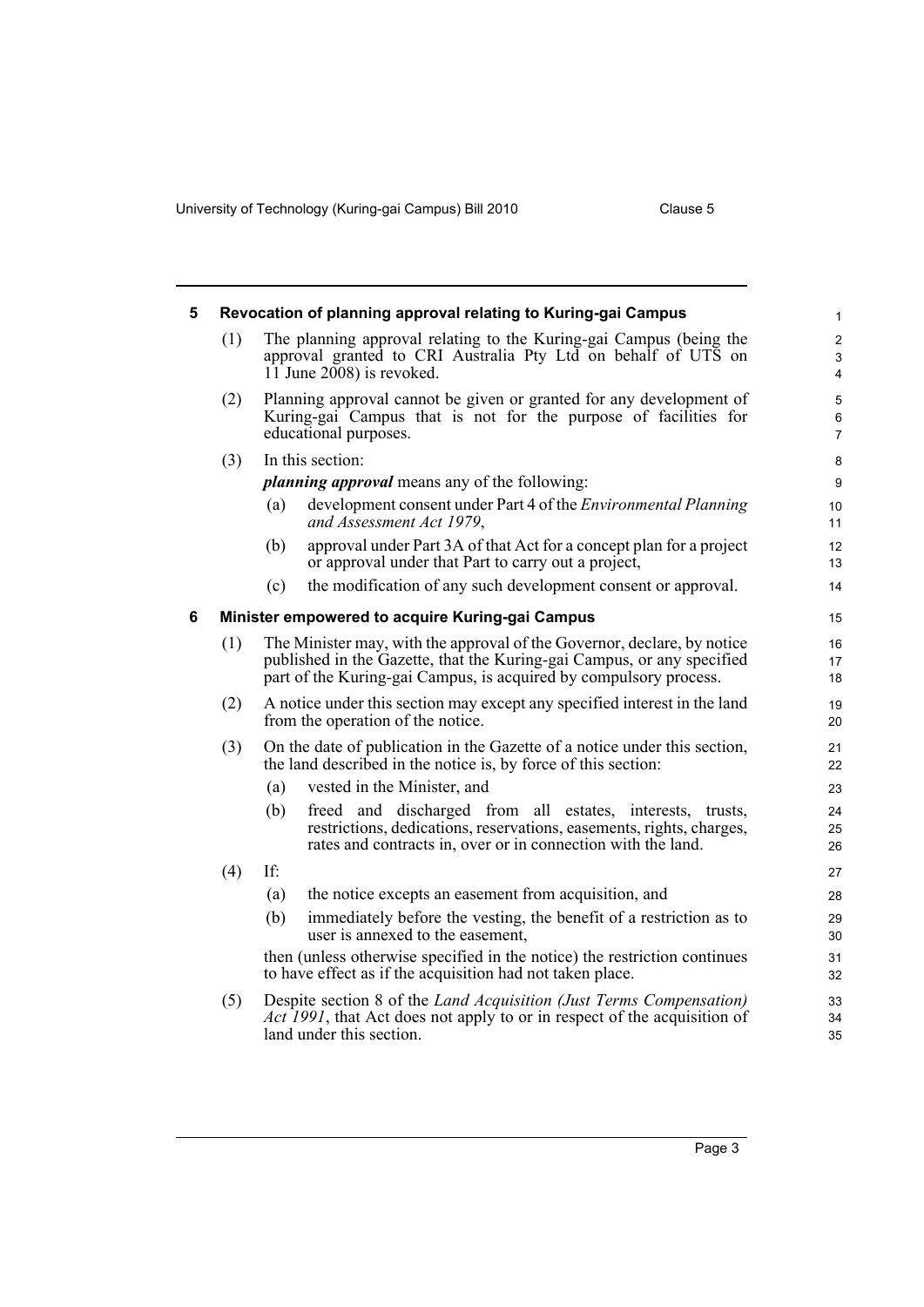## 5 Revocation of planning approval relating to Kuring-gai Campus

(1) The planning approval relating to the Kuring-gai Campus (being the approval granted to CRI Australia Pty Ltd on behalf of UTS on 11 June 2008) is revoked.

(2) Planning approval cannot be given or granted for any development of Kuring-gai Campus that is not for the purpose of facilities for educational purposes.

(3) In this section:

***planning approval*** means any of the following:

(a) development consent under Part 4 of the *Environmental Planning and Assessment Act 1979*,

(b) approval under Part 3A of that Act for a concept plan for a project or approval under that Part to carry out a project,

(c) the modification of any such development consent or approval.

## 6 Minister empowered to acquire Kuring-gai Campus

(1) The Minister may, with the approval of the Governor, declare, by notice published in the Gazette, that the Kuring-gai Campus, or any specified part of the Kuring-gai Campus, is acquired by compulsory process.

(2) A notice under this section may except any specified interest in the land from the operation of the notice.

(3) On the date of publication in the Gazette of a notice under this section, the land described in the notice is, by force of this section:

(a) vested in the Minister, and

(b) freed and discharged from all estates, interests, trusts, restrictions, dedications, reservations, easements, rights, charges, rates and contracts in, over or in connection with the land.

(4) If:

(a) the notice excepts an easement from acquisition, and

(b) immediately before the vesting, the benefit of a restriction as to user is annexed to the easement,

then (unless otherwise specified in the notice) the restriction continues to have effect as if the acquisition had not taken place.

(5) Despite section 8 of the *Land Acquisition (Just Terms Compensation) Act 1991*, that Act does not apply to or in respect of the acquisition of land under this section.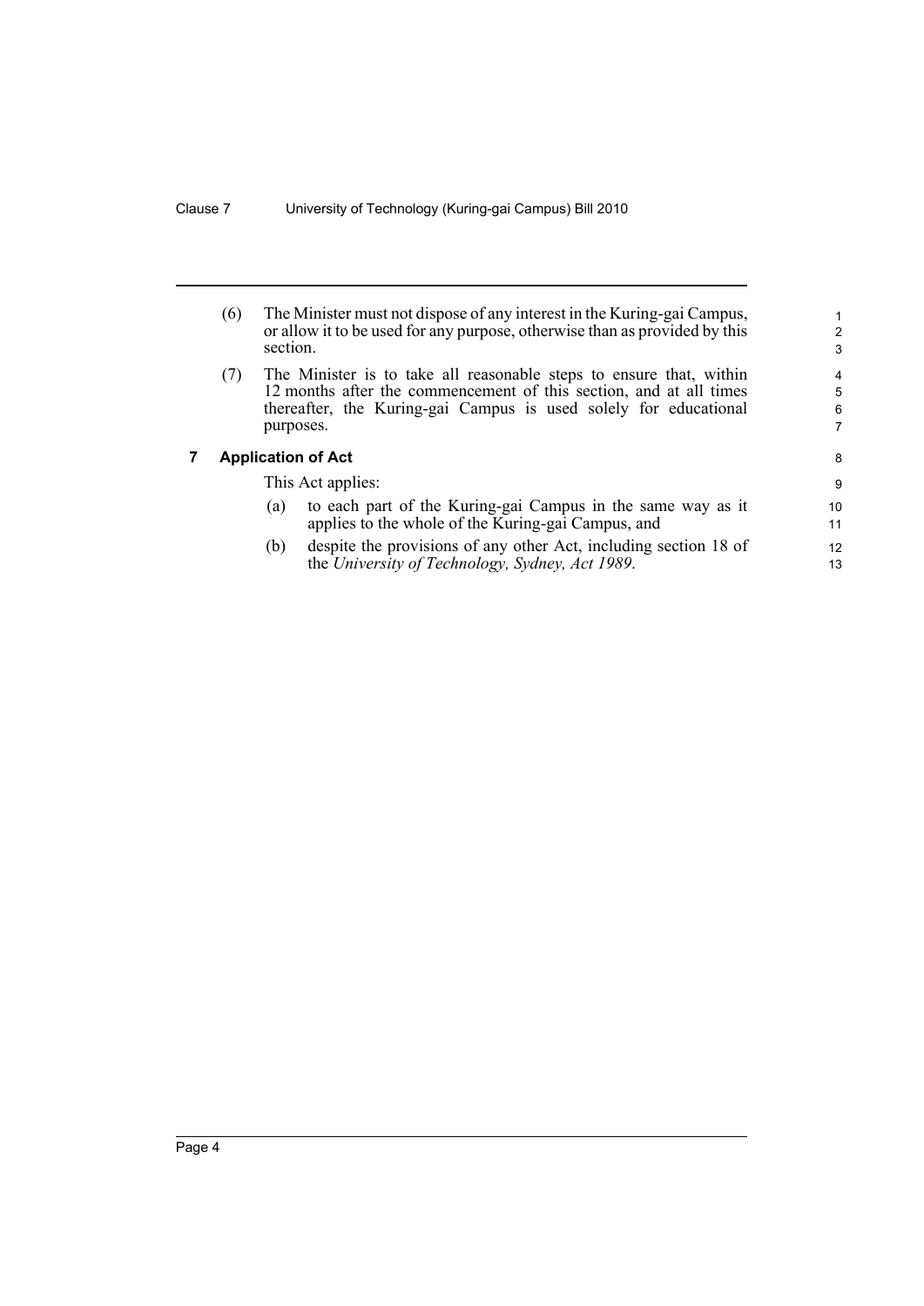(6) The Minister must not dispose of any interest in the Kuring-gai Campus, or allow it to be used for any purpose, otherwise than as provided by this section.

(7) The Minister is to take all reasonable steps to ensure that, within 12 months after the commencement of this section, and at all times thereafter, the Kuring-gai Campus is used solely for educational purposes.

## 7 Application of Act

This Act applies:

(a) to each part of the Kuring-gai Campus in the same way as it applies to the whole of the Kuring-gai Campus, and

(b) despite the provisions of any other Act, including section 18 of the *University of Technology, Sydney, Act 1989*.